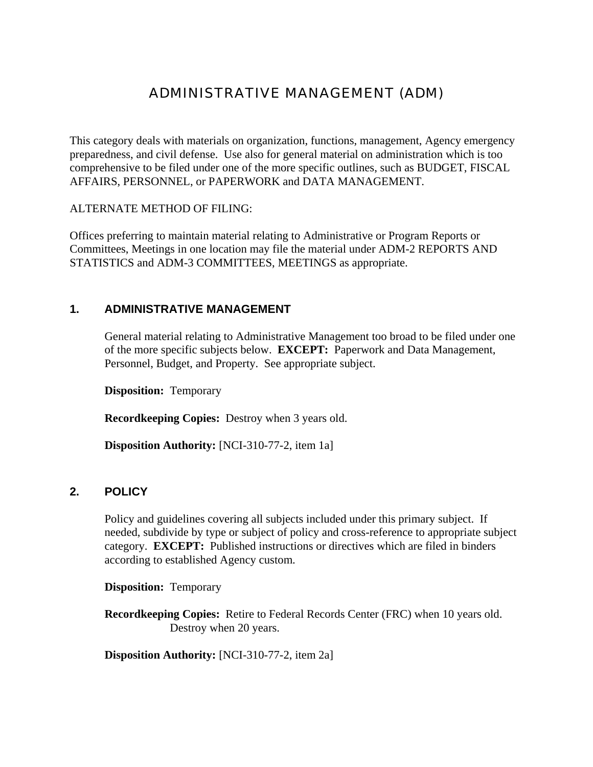# ADMINISTRATIVE MANAGEMENT (ADM)

This category deals with materials on organization, functions, management, Agency emergency preparedness, and civil defense. Use also for general material on administration which is too comprehensive to be filed under one of the more specific outlines, such as BUDGET, FISCAL AFFAIRS, PERSONNEL, or PAPERWORK and DATA MANAGEMENT.

ALTERNATE METHOD OF FILING:

Offices preferring to maintain material relating to Administrative or Program Reports or Committees, Meetings in one location may file the material under ADM-2 REPORTS AND STATISTICS and ADM-3 COMMITTEES, MEETINGS as appropriate.

## 1. ADMINISTRATIVE MANAGEMENT

General material relating to Administrative Management too broad to be filed under one of the more specific subjects below. **EXCEPT:** Paperwork and Data Management, Personnel, Budget, and Property. See appropriate subject.

**Disposition:** Temporary

**Recordkeeping Copies:** Destroy when 3 years old.

**Disposition Authority:** [NCI-310-77-2, item 1a]

## 2. POLICY

Policy and guidelines covering all subjects included under this primary subject. If needed, subdivide by type or subject of policy and cross-reference to appropriate subject category. **EXCEPT:** Published instructions or directives which are filed in binders according to established Agency custom.

**Disposition:** Temporary

**Recordkeeping Copies:** Retire to Federal Records Center (FRC) when 10 years old. Destroy when 20 years.

**Disposition Authority:** [NCI-310-77-2, item 2a]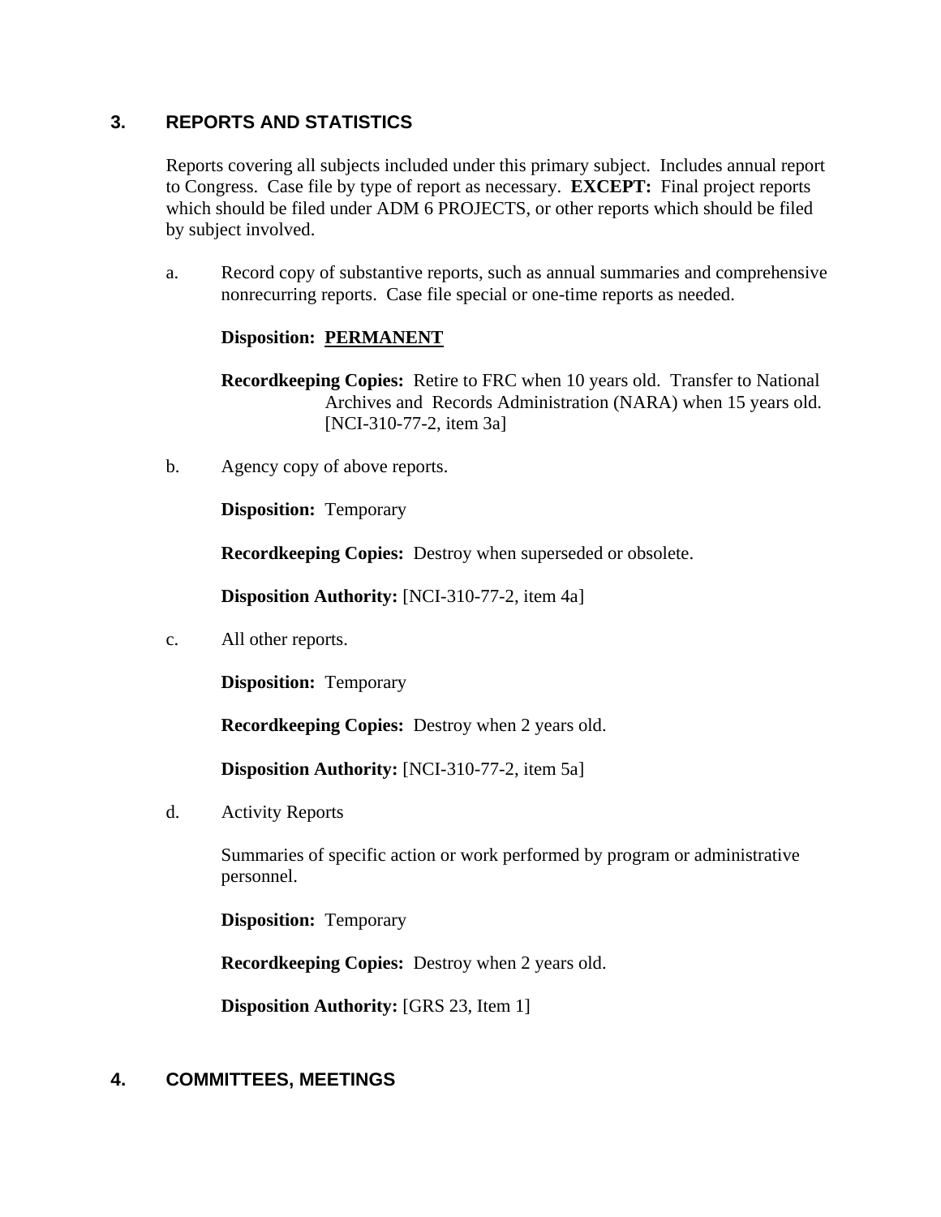## 3. REPORTS AND STATISTICS

Reports covering all subjects included under this primary subject. Includes annual report to Congress. Case file by type of report as necessary. **EXCEPT:** Final project reports which should be filed under ADM 6 PROJECTS, or other reports which should be filed by subject involved.

a. Record copy of substantive reports, such as annual summaries and comprehensive nonrecurring reports. Case file special or one-time reports as needed.

**Disposition:** **PERMANENT**

**Recordkeeping Copies:** Retire to FRC when 10 years old. Transfer to National Archives and Records Administration (NARA) when 15 years old. [NCI-310-77-2, item 3a]

b. Agency copy of above reports.

**Disposition:** Temporary

**Recordkeeping Copies:** Destroy when superseded or obsolete.

**Disposition Authority:** [NCI-310-77-2, item 4a]

c. All other reports.

**Disposition:** Temporary

**Recordkeeping Copies:** Destroy when 2 years old.

**Disposition Authority:** [NCI-310-77-2, item 5a]

d. Activity Reports

Summaries of specific action or work performed by program or administrative personnel.

**Disposition:** Temporary

**Recordkeeping Copies:** Destroy when 2 years old.

**Disposition Authority:** [GRS 23, Item 1]

## 4. COMMITTEES, MEETINGS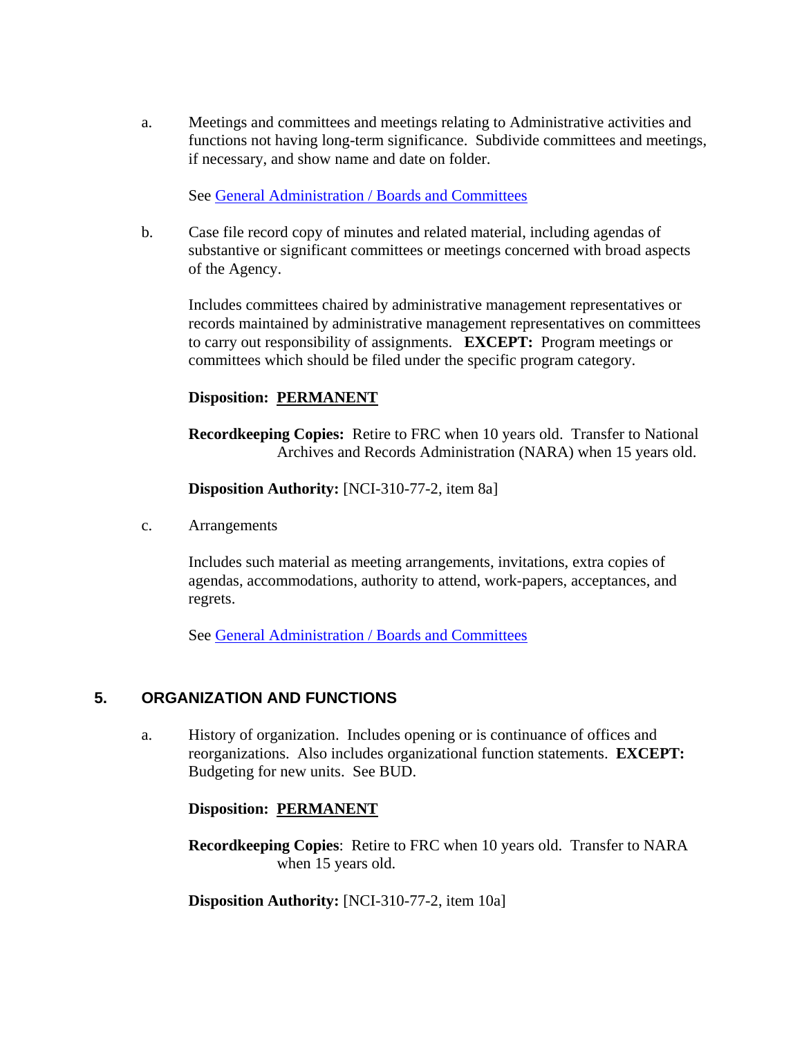a. Meetings and committees and meetings relating to Administrative activities and functions not having long-term significance. Subdivide committees and meetings, if necessary, and show name and date on folder.

   See General Administration / Boards and Committees

b. Case file record copy of minutes and related material, including agendas of substantive or significant committees or meetings concerned with broad aspects of the Agency.

   Includes committees chaired by administrative management representatives or records maintained by administrative management representatives on committees to carry out responsibility of assignments. **EXCEPT:** Program meetings or committees which should be filed under the specific program category.

   **Disposition: PERMANENT**

   **Recordkeeping Copies:** Retire to FRC when 10 years old. Transfer to National Archives and Records Administration (NARA) when 15 years old.

   **Disposition Authority:** [NCI-310-77-2, item 8a]

c. Arrangements

   Includes such material as meeting arrangements, invitations, extra copies of agendas, accommodations, authority to attend, work-papers, acceptances, and regrets.

   See General Administration / Boards and Committees

## 5. ORGANIZATION AND FUNCTIONS

a. History of organization. Includes opening or is continuance of offices and reorganizations. Also includes organizational function statements. **EXCEPT:** Budgeting for new units. See BUD.

   **Disposition: PERMANENT**

   **Recordkeeping Copies**: Retire to FRC when 10 years old. Transfer to NARA when 15 years old.

   **Disposition Authority:** [NCI-310-77-2, item 10a]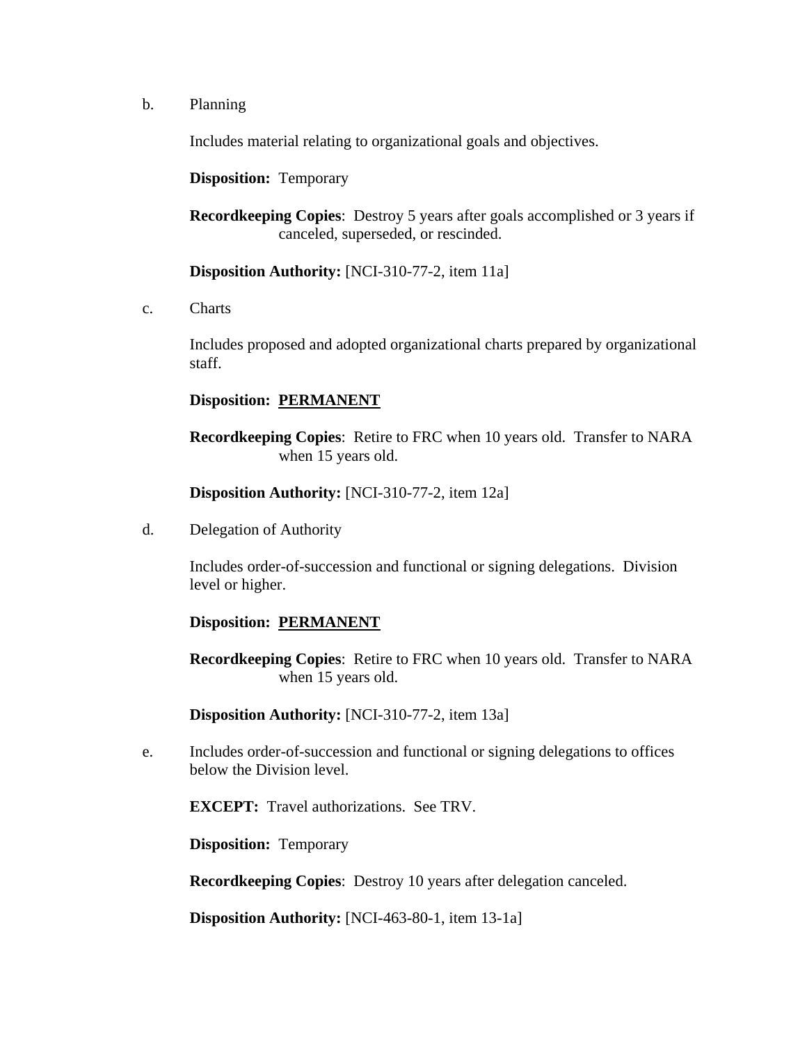b. Planning

Includes material relating to organizational goals and objectives.

**Disposition:** Temporary

**Recordkeeping Copies**: Destroy 5 years after goals accomplished or 3 years if canceled, superseded, or rescinded.

**Disposition Authority:** [NCI-310-77-2, item 11a]

c. Charts

Includes proposed and adopted organizational charts prepared by organizational staff.

**Disposition:** **<u>PERMANENT</u>**

**Recordkeeping Copies**: Retire to FRC when 10 years old. Transfer to NARA when 15 years old.

**Disposition Authority:** [NCI-310-77-2, item 12a]

d. Delegation of Authority

Includes order-of-succession and functional or signing delegations. Division level or higher.

**Disposition:** **<u>PERMANENT</u>**

**Recordkeeping Copies**: Retire to FRC when 10 years old. Transfer to NARA when 15 years old.

**Disposition Authority:** [NCI-310-77-2, item 13a]

e. Includes order-of-succession and functional or signing delegations to offices below the Division level.

**EXCEPT:** Travel authorizations. See TRV.

**Disposition:** Temporary

**Recordkeeping Copies**: Destroy 10 years after delegation canceled.

**Disposition Authority:** [NCI-463-80-1, item 13-1a]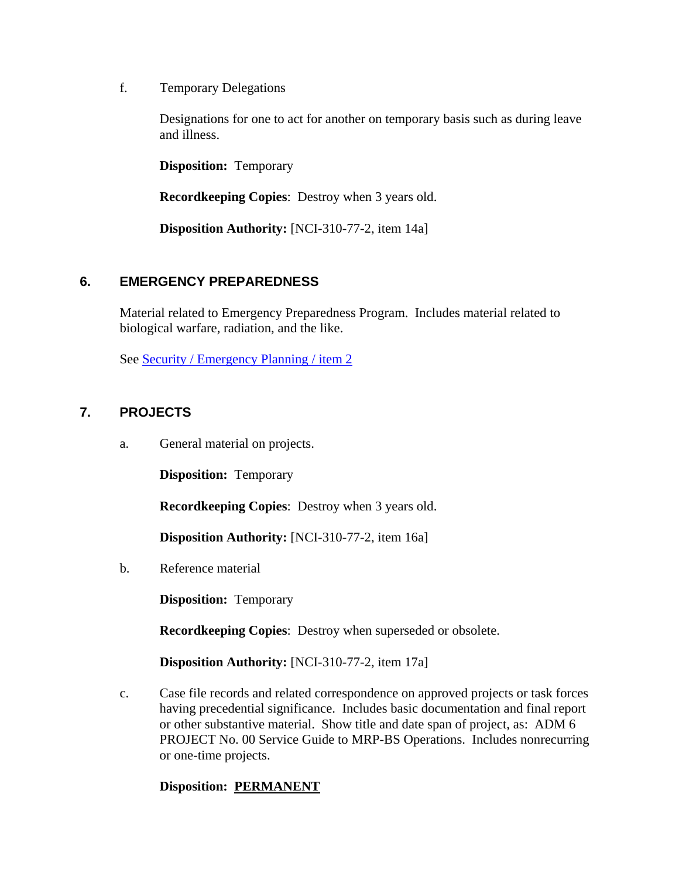f. Temporary Delegations

Designations for one to act for another on temporary basis such as during leave and illness.

**Disposition:** Temporary

**Recordkeeping Copies**: Destroy when 3 years old.

**Disposition Authority:** [NCI-310-77-2, item 14a]

## 6. EMERGENCY PREPAREDNESS

Material related to Emergency Preparedness Program. Includes material related to biological warfare, radiation, and the like.

See Security / Emergency Planning / item 2

## 7. PROJECTS

a. General material on projects.

**Disposition:** Temporary

**Recordkeeping Copies**: Destroy when 3 years old.

**Disposition Authority:** [NCI-310-77-2, item 16a]

b. Reference material

**Disposition:** Temporary

**Recordkeeping Copies**: Destroy when superseded or obsolete.

**Disposition Authority:** [NCI-310-77-2, item 17a]

c. Case file records and related correspondence on approved projects or task forces having precedential significance. Includes basic documentation and final report or other substantive material. Show title and date span of project, as: ADM 6 PROJECT No. 00 Service Guide to MRP-BS Operations. Includes nonrecurring or one-time projects.

**Disposition: PERMANENT**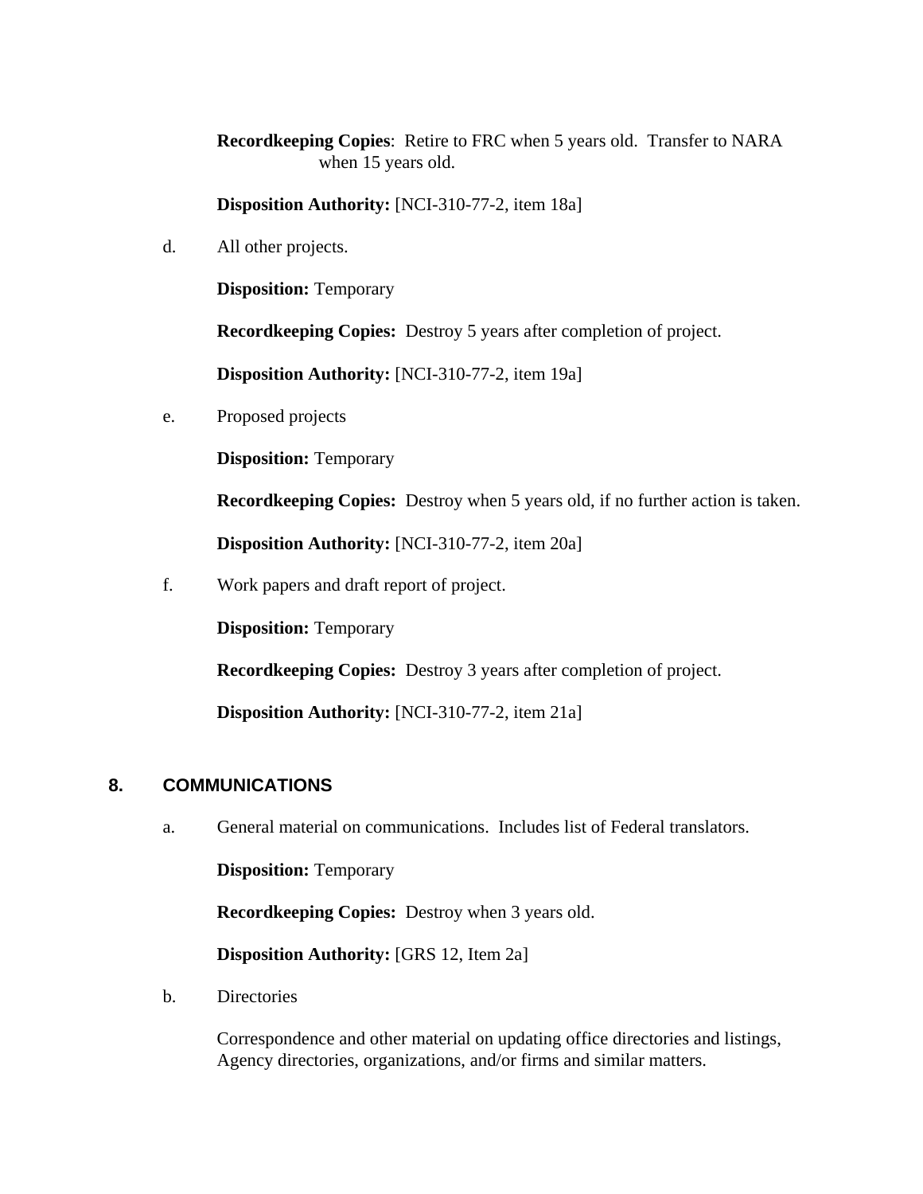**Recordkeeping Copies**: Retire to FRC when 5 years old. Transfer to NARA when 15 years old.

**Disposition Authority:** [NCI-310-77-2, item 18a]

d. All other projects.

**Disposition:** Temporary

**Recordkeeping Copies:** Destroy 5 years after completion of project.

**Disposition Authority:** [NCI-310-77-2, item 19a]

e. Proposed projects

**Disposition:** Temporary

**Recordkeeping Copies:** Destroy when 5 years old, if no further action is taken.

**Disposition Authority:** [NCI-310-77-2, item 20a]

f. Work papers and draft report of project.

**Disposition:** Temporary

**Recordkeeping Copies:** Destroy 3 years after completion of project.

**Disposition Authority:** [NCI-310-77-2, item 21a]

## 8. COMMUNICATIONS

a. General material on communications. Includes list of Federal translators.

**Disposition:** Temporary

**Recordkeeping Copies:** Destroy when 3 years old.

**Disposition Authority:** [GRS 12, Item 2a]

b. Directories

Correspondence and other material on updating office directories and listings, Agency directories, organizations, and/or firms and similar matters.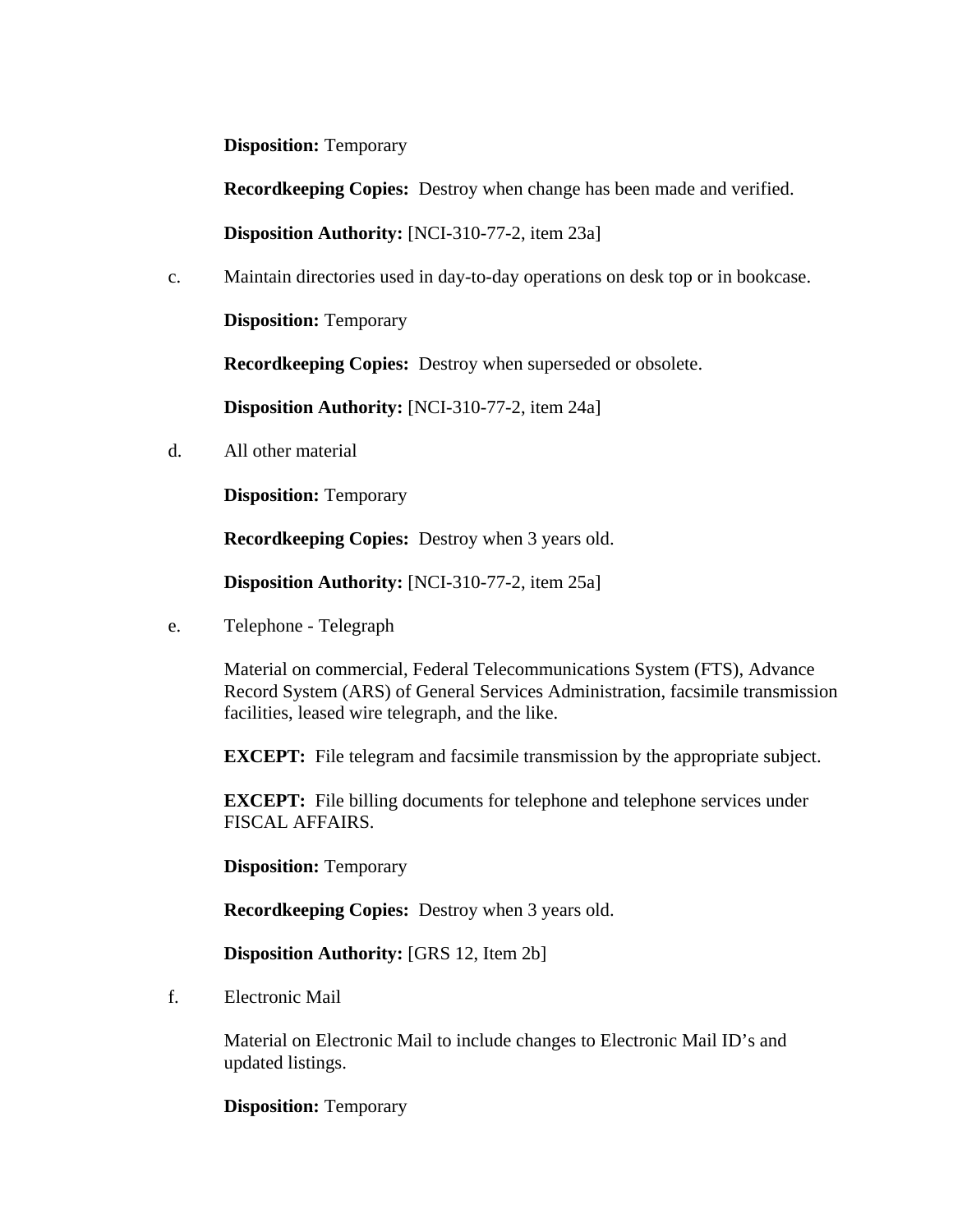**Disposition:** Temporary

**Recordkeeping Copies:** Destroy when change has been made and verified.

**Disposition Authority:** [NCI-310-77-2, item 23a]

c. Maintain directories used in day-to-day operations on desk top or in bookcase.

**Disposition:** Temporary

**Recordkeeping Copies:** Destroy when superseded or obsolete.

**Disposition Authority:** [NCI-310-77-2, item 24a]

d. All other material

**Disposition:** Temporary

**Recordkeeping Copies:** Destroy when 3 years old.

**Disposition Authority:** [NCI-310-77-2, item 25a]

e. Telephone - Telegraph

Material on commercial, Federal Telecommunications System (FTS), Advance Record System (ARS) of General Services Administration, facsimile transmission facilities, leased wire telegraph, and the like.

**EXCEPT:** File telegram and facsimile transmission by the appropriate subject.

**EXCEPT:** File billing documents for telephone and telephone services under FISCAL AFFAIRS.

**Disposition:** Temporary

**Recordkeeping Copies:** Destroy when 3 years old.

**Disposition Authority:** [GRS 12, Item 2b]

f. Electronic Mail

Material on Electronic Mail to include changes to Electronic Mail ID's and updated listings.

**Disposition:** Temporary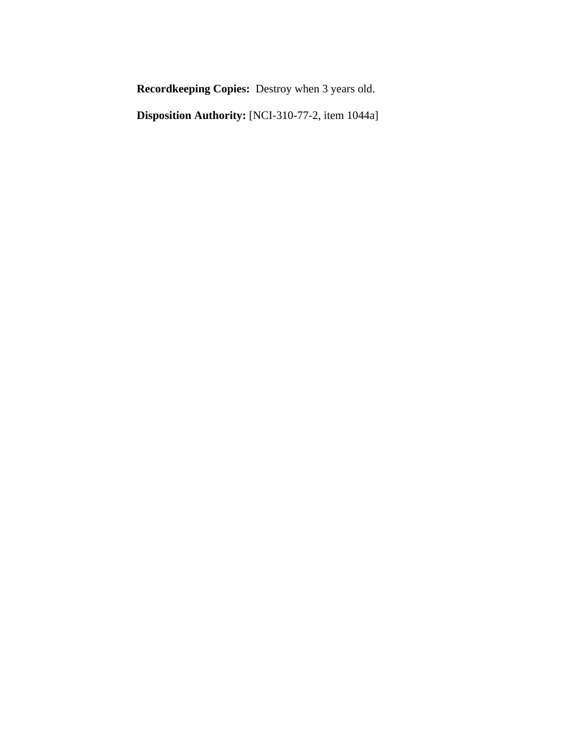**Recordkeeping Copies:** Destroy when 3 years old.

**Disposition Authority:** [NCI-310-77-2, item 1044a]